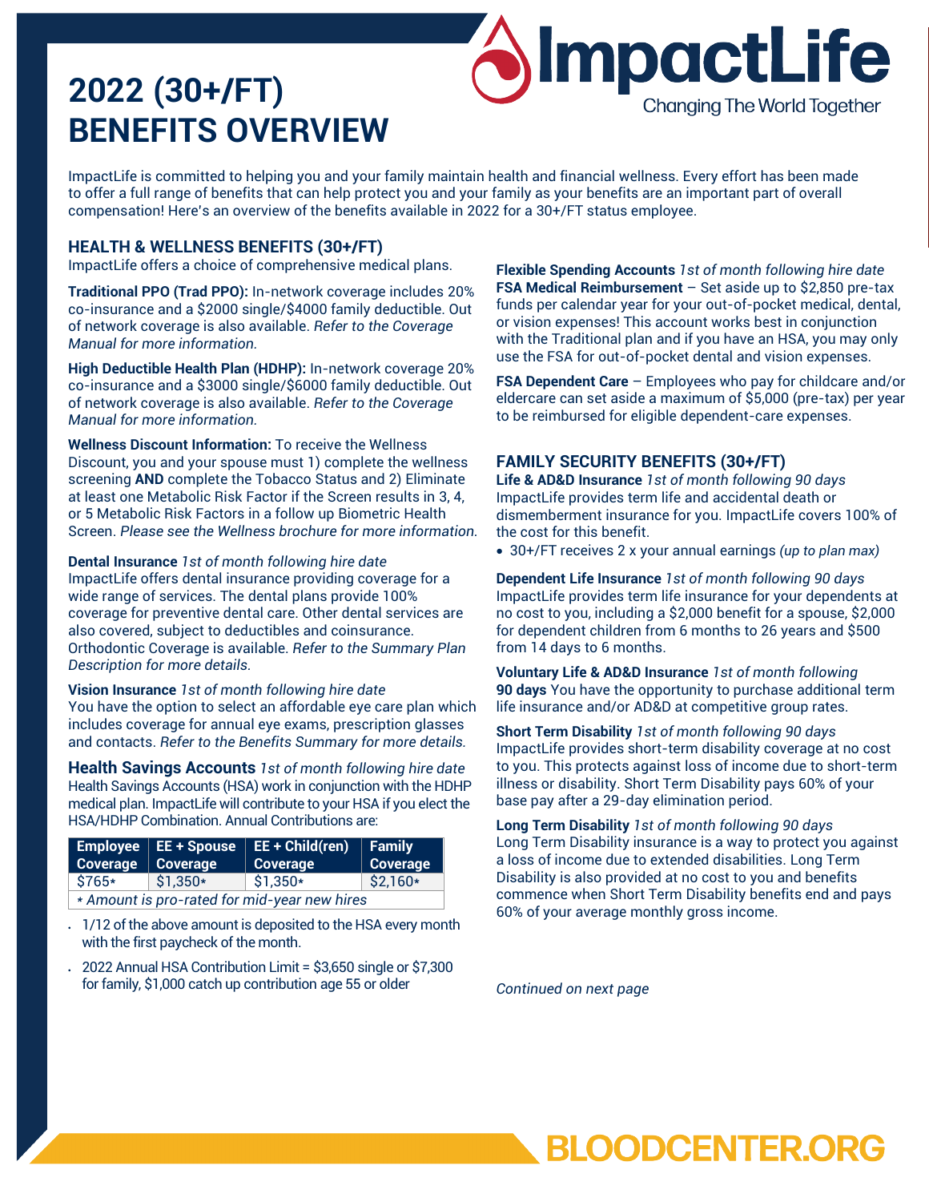# 2022 (30+/FT) BENEFITS OVERVIEW

ImpactLife — Changing The World Together

ImpactLife is committed to helping you and your family maintain health and financial wellness. Every effort has been made to offer a full range of benefits that can help protect you and your family as your benefits are an important part of overall compensation! Here's an overview of the benefits available in 2022 for a 30+/FT status employee.

## HEALTH & WELLNESS BENEFITS (30+/FT)

ImpactLife offers a choice of comprehensive medical plans.

**Traditional PPO (Trad PPO):** In-network coverage includes 20% co-insurance and a $2000 single/$4000 family deductible. Out of network coverage is also available. *Refer to the Coverage Manual for more information.*

**High Deductible Health Plan (HDHP):** In-network coverage 20% co-insurance and a $3000 single/$6000 family deductible. Out of network coverage is also available. *Refer to the Coverage Manual for more information.*

**Wellness Discount Information:** To receive the Wellness Discount, you and your spouse must 1) complete the wellness screening **AND** complete the Tobacco Status and 2) Eliminate at least one Metabolic Risk Factor if the Screen results in 3, 4, or 5 Metabolic Risk Factors in a follow up Biometric Health Screen. *Please see the Wellness brochure for more information.*

**Dental Insurance** *1st of month following hire date*
ImpactLife offers dental insurance providing coverage for a wide range of services. The dental plans provide 100% coverage for preventive dental care. Other dental services are also covered, subject to deductibles and coinsurance. Orthodontic Coverage is available. *Refer to the Summary Plan Description for more details.*

**Vision Insurance** *1st of month following hire date*
You have the option to select an affordable eye care plan which includes coverage for annual eye exams, prescription glasses and contacts. *Refer to the Benefits Summary for more details.*

**Health Savings Accounts** *1st of month following hire date*
Health Savings Accounts (HSA) work in conjunction with the HDHP medical plan. ImpactLife will contribute to your HSA if you elect the HSA/HDHP Combination. Annual Contributions are:

| Employee Coverage | EE + Spouse Coverage | EE + Child(ren) Coverage | Family Coverage |
|---|---|---|---|
| $765* | $1,350* | $1,350* | $2,160* |
| * Amount is pro-rated for mid-year new hires | | | |

- 1/12 of the above amount is deposited to the HSA every month with the first paycheck of the month.
- 2022 Annual HSA Contribution Limit = $3,650 single or $7,300 for family, $1,000 catch up contribution age 55 or older

**Flexible Spending Accounts** *1st of month following hire date*

**FSA Medical Reimbursement** – Set aside up to $2,850 pre-tax funds per calendar year for your out-of-pocket medical, dental, or vision expenses! This account works best in conjunction with the Traditional plan and if you have an HSA, you may only use the FSA for out-of-pocket dental and vision expenses.

**FSA Dependent Care** – Employees who pay for childcare and/or eldercare can set aside a maximum of $5,000 (pre-tax) per year to be reimbursed for eligible dependent-care expenses.

## FAMILY SECURITY BENEFITS (30+/FT)

**Life & AD&D Insurance** *1st of month following 90 days*
ImpactLife provides term life and accidental death or dismemberment insurance for you. ImpactLife covers 100% of the cost for this benefit.

- 30+/FT receives 2 x your annual earnings *(up to plan max)*

**Dependent Life Insurance** *1st of month following 90 days*
ImpactLife provides term life insurance for your dependents at no cost to you, including a $2,000 benefit for a spouse, $2,000 for dependent children from 6 months to 26 years and $500 from 14 days to 6 months.

**Voluntary Life & AD&D Insurance** *1st of month following* **90 days** You have the opportunity to purchase additional term life insurance and/or AD&D at competitive group rates.

**Short Term Disability** *1st of month following 90 days*
ImpactLife provides short-term disability coverage at no cost to you. This protects against loss of income due to short-term illness or disability. Short Term Disability pays 60% of your base pay after a 29-day elimination period.

**Long Term Disability** *1st of month following 90 days*
Long Term Disability insurance is a way to protect you against a loss of income due to extended disabilities. Long Term Disability is also provided at no cost to you and benefits commence when Short Term Disability benefits end and pays 60% of your average monthly gross income.

*Continued on next page*

BLOODCENTER.ORG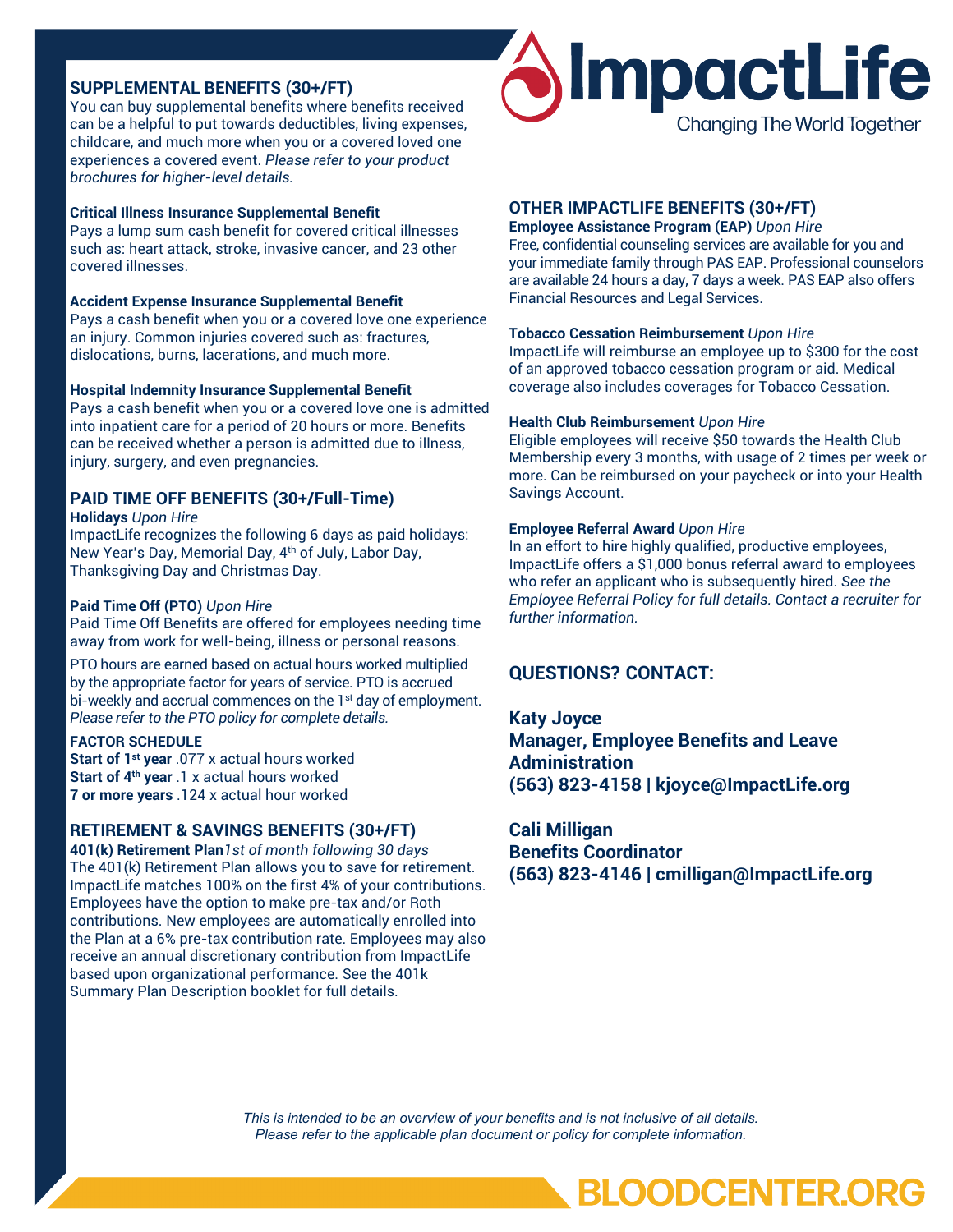ImpactLife

Changing The World Together

## SUPPLEMENTAL BENEFITS (30+/FT)

You can buy supplemental benefits where benefits received can be a helpful to put towards deductibles, living expenses, childcare, and much more when you or a covered loved one experiences a covered event. *Please refer to your product brochures for higher-level details.*

### Critical Illness Insurance Supplemental Benefit

Pays a lump sum cash benefit for covered critical illnesses such as: heart attack, stroke, invasive cancer, and 23 other covered illnesses.

### Accident Expense Insurance Supplemental Benefit

Pays a cash benefit when you or a covered love one experience an injury. Common injuries covered such as: fractures, dislocations, burns, lacerations, and much more.

### Hospital Indemnity Insurance Supplemental Benefit

Pays a cash benefit when you or a covered love one is admitted into inpatient care for a period of 20 hours or more. Benefits can be received whether a person is admitted due to illness, injury, surgery, and even pregnancies.

## PAID TIME OFF BENEFITS (30+/Full-Time)

**Holidays** *Upon Hire*

ImpactLife recognizes the following 6 days as paid holidays: New Year's Day, Memorial Day, 4th of July, Labor Day, Thanksgiving Day and Christmas Day.

**Paid Time Off (PTO)** *Upon Hire*

Paid Time Off Benefits are offered for employees needing time away from work for well-being, illness or personal reasons.

PTO hours are earned based on actual hours worked multiplied by the appropriate factor for years of service. PTO is accrued bi-weekly and accrual commences on the 1st day of employment. *Please refer to the PTO policy for complete details.*

**FACTOR SCHEDULE**

**Start of 1st year** .077 x actual hours worked
**Start of 4th year** .1 x actual hours worked
**7 or more years** .124 x actual hour worked

## RETIREMENT & SAVINGS BENEFITS (30+/FT)

**401(k) Retirement Plan** *1st of month following 30 days*

The 401(k) Retirement Plan allows you to save for retirement. ImpactLife matches 100% on the first 4% of your contributions. Employees have the option to make pre-tax and/or Roth contributions. New employees are automatically enrolled into the Plan at a 6% pre-tax contribution rate. Employees may also receive an annual discretionary contribution from ImpactLife based upon organizational performance. See the 401k Summary Plan Description booklet for full details.

## OTHER IMPACTLIFE BENEFITS (30+/FT)

**Employee Assistance Program (EAP)** *Upon Hire*

Free, confidential counseling services are available for you and your immediate family through PAS EAP. Professional counselors are available 24 hours a day, 7 days a week. PAS EAP also offers Financial Resources and Legal Services.

**Tobacco Cessation Reimbursement** *Upon Hire*

ImpactLife will reimburse an employee up to $300 for the cost of an approved tobacco cessation program or aid. Medical coverage also includes coverages for Tobacco Cessation.

**Health Club Reimbursement** *Upon Hire*

Eligible employees will receive $50 towards the Health Club Membership every 3 months, with usage of 2 times per week or more. Can be reimbursed on your paycheck or into your Health Savings Account.

**Employee Referral Award** *Upon Hire*

In an effort to hire highly qualified, productive employees, ImpactLife offers a $1,000 bonus referral award to employees who refer an applicant who is subsequently hired. *See the Employee Referral Policy for full details. Contact a recruiter for further information.*

## QUESTIONS? CONTACT:

**Katy Joyce**
**Manager, Employee Benefits and Leave Administration**
**(563) 823-4158 | kjoyce@ImpactLife.org**

**Cali Milligan**
**Benefits Coordinator**
**(563) 823-4146 | cmilligan@ImpactLife.org**

*This is intended to be an overview of your benefits and is not inclusive of all details. Please refer to the applicable plan document or policy for complete information.*

BLOODCENTER.ORG